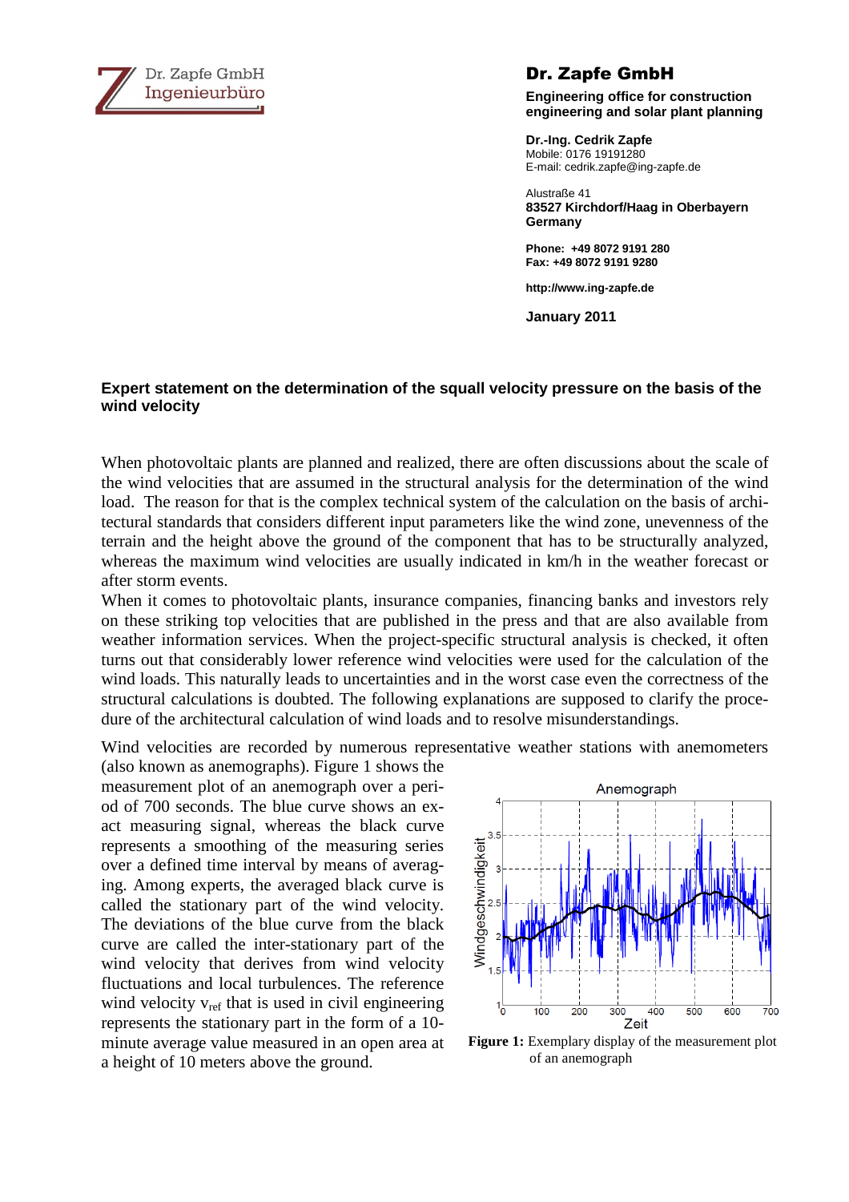Dr. Zapfe GmbH
Ingenieurbüro

**Dr. Zapfe GmbH**

**Engineering office for construction engineering and solar plant planning**

**Dr.-Ing. Cedrik Zapfe**
Mobile: 0176 19191280
E-mail: cedrik.zapfe@ing-zapfe.de

Alustraße 41
**83527 Kirchdorf/Haag in Oberbayern**
**Germany**

**Phone: +49 8072 9191 280**
**Fax: +49 8072 9191 9280**

**http://www.ing-zapfe.de**

**January 2011**

## Expert statement on the determination of the squall velocity pressure on the basis of the wind velocity

When photovoltaic plants are planned and realized, there are often discussions about the scale of the wind velocities that are assumed in the structural analysis for the determination of the wind load. The reason for that is the complex technical system of the calculation on the basis of architectural standards that considers different input parameters like the wind zone, unevenness of the terrain and the height above the ground of the component that has to be structurally analyzed, whereas the maximum wind velocities are usually indicated in km/h in the weather forecast or after storm events.

When it comes to photovoltaic plants, insurance companies, financing banks and investors rely on these striking top velocities that are published in the press and that are also available from weather information services. When the project-specific structural analysis is checked, it often turns out that considerably lower reference wind velocities were used for the calculation of the wind loads. This naturally leads to uncertainties and in the worst case even the correctness of the structural calculations is doubted. The following explanations are supposed to clarify the procedure of the architectural calculation of wind loads and to resolve misunderstandings.

Wind velocities are recorded by numerous representative weather stations with anemometers (also known as anemographs). Figure 1 shows the measurement plot of an anemograph over a period of 700 seconds. The blue curve shows an exact measuring signal, whereas the black curve represents a smoothing of the measuring series over a defined time interval by means of averaging. Among experts, the averaged black curve is called the stationary part of the wind velocity. The deviations of the blue curve from the black curve are called the inter-stationary part of the wind velocity that derives from wind velocity fluctuations and local turbulences. The reference wind velocity $v_{ref}$ that is used in civil engineering represents the stationary part in the form of a 10-minute average value measured in an open area at a height of 10 meters above the ground.

**Figure 1:** Exemplary display of the measurement plot of an anemograph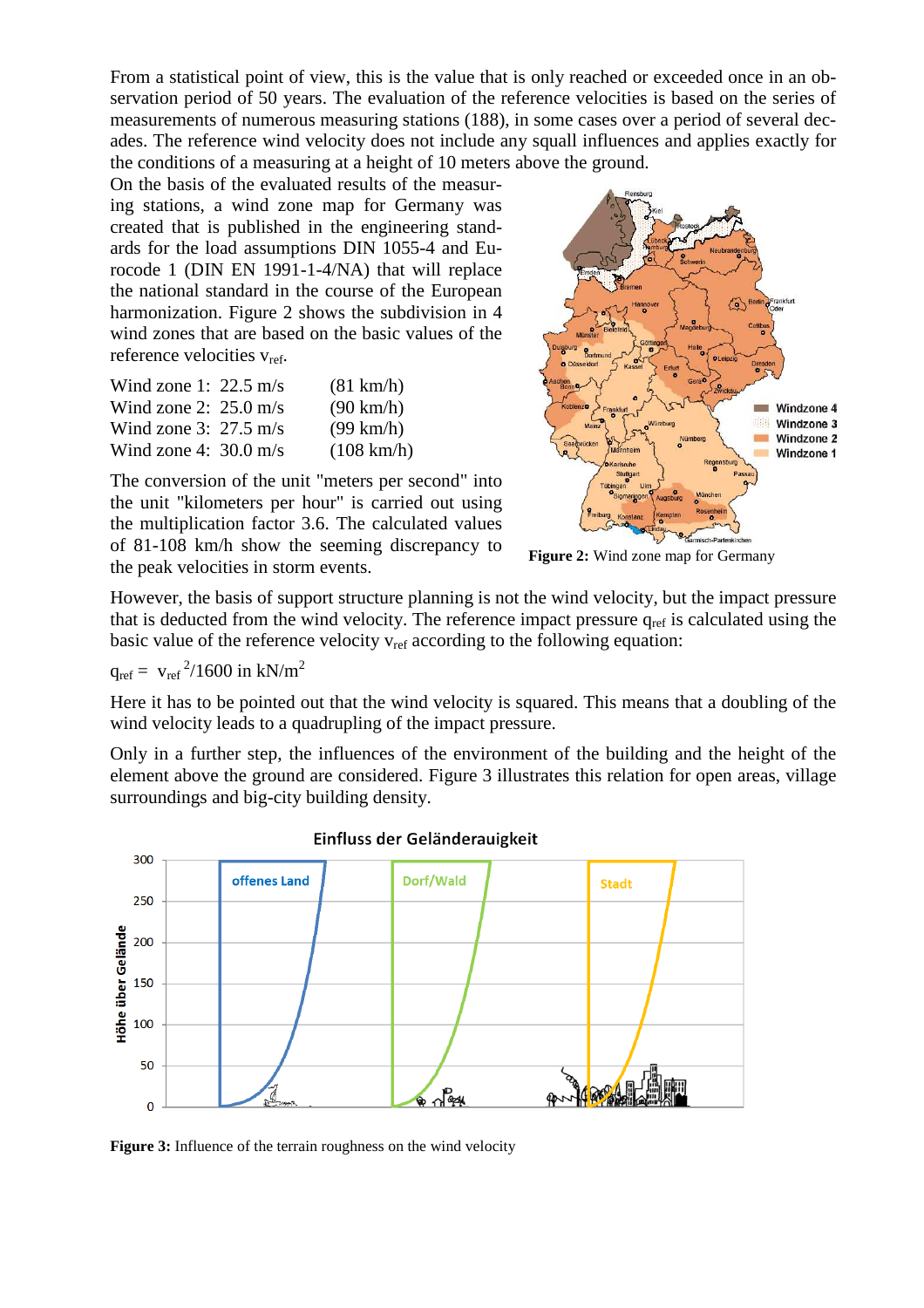From a statistical point of view, this is the value that is only reached or exceeded once in an observation period of 50 years. The evaluation of the reference velocities is based on the series of measurements of numerous measuring stations (188), in some cases over a period of several decades. The reference wind velocity does not include any squall influences and applies exactly for the conditions of a measuring at a height of 10 meters above the ground.

On the basis of the evaluated results of the measuring stations, a wind zone map for Germany was created that is published in the engineering standards for the load assumptions DIN 1055-4 and Eurocode 1 (DIN EN 1991-1-4/NA) that will replace the national standard in the course of the European harmonization. Figure 2 shows the subdivision in 4 wind zones that are based on the basic values of the reference velocities $v_{ref}$.

| | | |
|---|---|---|
| Wind zone 1: | 22.5 m/s | (81 km/h) |
| Wind zone 2: | 25.0 m/s | (90 km/h) |
| Wind zone 3: | 27.5 m/s | (99 km/h) |
| Wind zone 4: | 30.0 m/s | (108 km/h) |

The conversion of the unit "meters per second" into the unit "kilometers per hour" is carried out using the multiplication factor 3.6. The calculated values of 81-108 km/h show the seeming discrepancy to the peak velocities in storm events.

**Figure 2:** Wind zone map for Germany

However, the basis of support structure planning is not the wind velocity, but the impact pressure that is deducted from the wind velocity. The reference impact pressure $q_{ref}$ is calculated using the basic value of the reference velocity $v_{ref}$ according to the following equation:

$$q_{ref} = v_{ref}^{2}/1600 \text{ in kN/m}^2$$

Here it has to be pointed out that the wind velocity is squared. This means that a doubling of the wind velocity leads to a quadrupling of the impact pressure.

Only in a further step, the influences of the environment of the building and the height of the element above the ground are considered. Figure 3 illustrates this relation for open areas, village surroundings and big-city building density.

**Figure 3:** Influence of the terrain roughness on the wind velocity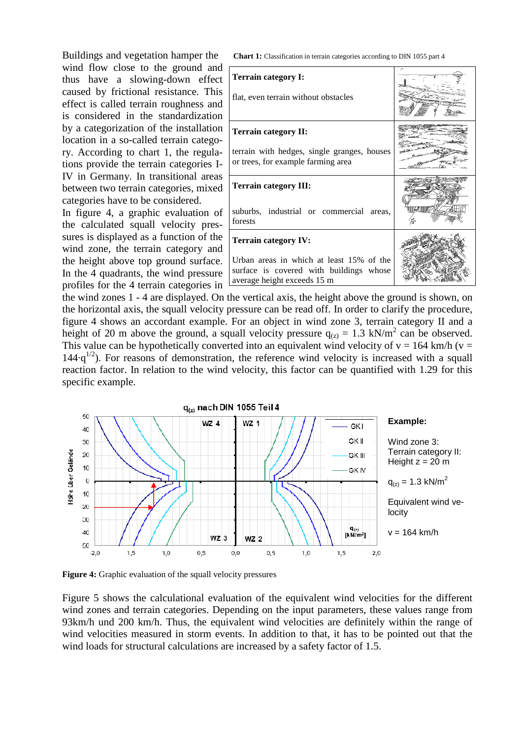Buildings and vegetation hamper the wind flow close to the ground and thus have a slowing-down effect caused by frictional resistance. This effect is called terrain roughness and is considered in the standardization by a categorization of the installation location in a so-called terrain category. According to chart 1, the regulations provide the terrain categories I-IV in Germany. In transitional areas between two terrain categories, mixed categories have to be considered.

**Chart 1:** Classification in terrain categories according to DIN 1055 part 4

| Terrain category | |
|---|---|
| **Terrain category I:** flat, even terrain without obstacles | |
| **Terrain category II:** terrain with hedges, single granges, houses or trees, for example farming area | |
| **Terrain category III:** suburbs, industrial or commercial areas, forests | |
| **Terrain category IV:** Urban areas in which at least 15% of the surface is covered with buildings whose average height exceeds 15 m | |

In figure 4, a graphic evaluation of the calculated squall velocity pressures is displayed as a function of the wind zone, the terrain category and the height above top ground surface. In the 4 quadrants, the wind pressure profiles for the 4 terrain categories in the wind zones 1 - 4 are displayed. On the vertical axis, the height above the ground is shown, on the horizontal axis, the squall velocity pressure can be read off. In order to clarify the procedure, figure 4 shows an accordant example. For an object in wind zone 3, terrain category II and a height of 20 m above the ground, a squall velocity pressure $q_{(z)} = 1.3\ kN/m^2$ can be observed. This value can be hypothetically converted into an equivalent wind velocity of v = 164 km/h ($v = 144 \cdot q^{1/2}$). For reasons of demonstration, the reference wind velocity is increased with a squall reaction factor. In relation to the wind velocity, this factor can be quantified with 1.29 for this specific example.

**Example:**

Wind zone 3:
Terrain category II:
Height z = 20 m

$q_{(z)} = 1.3\ kN/m^2$

Equivalent wind velocity

v = 164 km/h

**Figure 4:** Graphic evaluation of the squall velocity pressures

Figure 5 shows the calculational evaluation of the equivalent wind velocities for the different wind zones and terrain categories. Depending on the input parameters, these values range from 93km/h und 200 km/h. Thus, the equivalent wind velocities are definitely within the range of wind velocities measured in storm events. In addition to that, it has to be pointed out that the wind loads for structural calculations are increased by a safety factor of 1.5.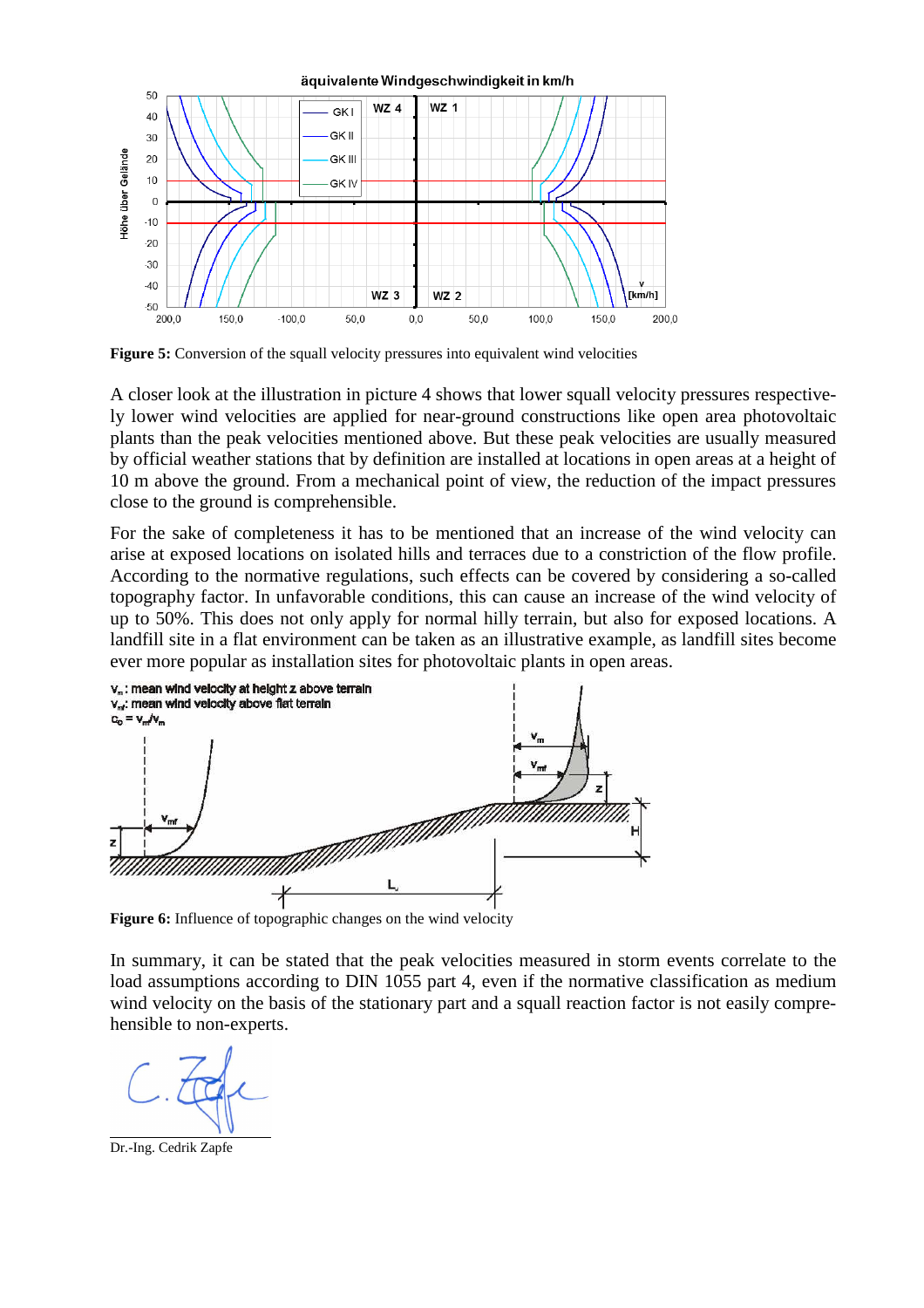äquivalente Windgeschwindigkeit in km/h

Höhe über Gelände

50
40
30
20
10
0
-10
-20
-30
-40
-50

GK I
GK II
GK III
GK IV

WZ 4
WZ 1
WZ 3
WZ 2

v [km/h]

200,0 150,0 -100,0 50,0 0,0 50,0 100,0 150,0 200,0

**Figure 5:** Conversion of the squall velocity pressures into equivalent wind velocities

A closer look at the illustration in picture 4 shows that lower squall velocity pressures respectively lower wind velocities are applied for near-ground constructions like open area photovoltaic plants than the peak velocities mentioned above. But these peak velocities are usually measured by official weather stations that by definition are installed at locations in open areas at a height of 10 m above the ground. From a mechanical point of view, the reduction of the impact pressures close to the ground is comprehensible.

For the sake of completeness it has to be mentioned that an increase of the wind velocity can arise at exposed locations on isolated hills and terraces due to a constriction of the flow profile. According to the normative regulations, such effects can be covered by considering a so-called topography factor. In unfavorable conditions, this can cause an increase of the wind velocity of up to 50%. This does not only apply for normal hilly terrain, but also for exposed locations. A landfill site in a flat environment can be taken as an illustrative example, as landfill sites become ever more popular as installation sites for photovoltaic plants in open areas.

$v_m$: mean wind velocity at height z above terrain
$v_{mf}$: mean wind velocity above flat terrain
$c_0 = v_{mf}/v_m$

$v_{mf}$
z
$v_m$
$v_{mf}$
z
H
$L_u$

**Figure 6:** Influence of topographic changes on the wind velocity

In summary, it can be stated that the peak velocities measured in storm events correlate to the load assumptions according to DIN 1055 part 4, even if the normative classification as medium wind velocity on the basis of the stationary part and a squall reaction factor is not easily comprehensible to non-experts.

Dr.-Ing. Cedrik Zapfe